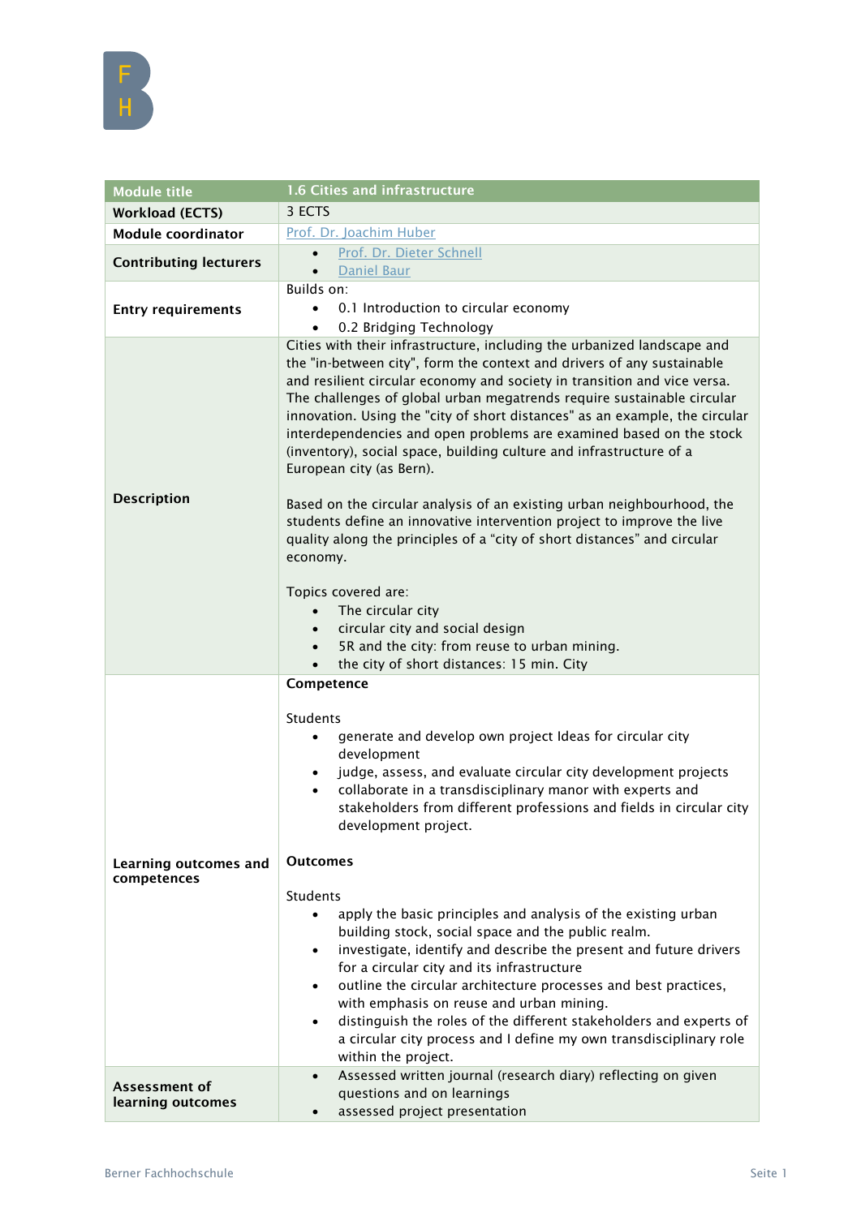| Module title | 1.6 Cities and infrastructure |
| --- | --- |
| **Workload (ECTS)** | 3 ECTS |
| **Module coordinator** | Prof. Dr. Joachim Huber |
| **Contributing lecturers** | • Prof. Dr. Dieter Schnell<br>• Daniel Baur |
| **Entry requirements** | Builds on:<br>• 0.1 Introduction to circular economy<br>• 0.2 Bridging Technology |
| **Description** | Cities with their infrastructure, including the urbanized landscape and the "in-between city", form the context and drivers of any sustainable and resilient circular economy and society in transition and vice versa. The challenges of global urban megatrends require sustainable circular innovation. Using the "city of short distances" as an example, the circular interdependencies and open problems are examined based on the stock (inventory), social space, building culture and infrastructure of a European city (as Bern).<br><br>Based on the circular analysis of an existing urban neighbourhood, the students define an innovative intervention project to improve the live quality along the principles of a "city of short distances" and circular economy.<br><br>Topics covered are:<br>• The circular city<br>• circular city and social design<br>• 5R and the city: from reuse to urban mining.<br>• the city of short distances: 15 min. City |
| **Learning outcomes and competences** | **Competence**<br><br>Students<br>• generate and develop own project Ideas for circular city development<br>• judge, assess, and evaluate circular city development projects<br>• collaborate in a transdisciplinary manor with experts and stakeholders from different professions and fields in circular city development project.<br><br>**Outcomes**<br><br>Students<br>• apply the basic principles and analysis of the existing urban building stock, social space and the public realm.<br>• investigate, identify and describe the present and future drivers for a circular city and its infrastructure<br>• outline the circular architecture processes and best practices, with emphasis on reuse and urban mining.<br>• distinguish the roles of the different stakeholders and experts of a circular city process and I define my own transdisciplinary role within the project. |
| **Assessment of learning outcomes** | • Assessed written journal (research diary) reflecting on given questions and on learnings<br>• assessed project presentation |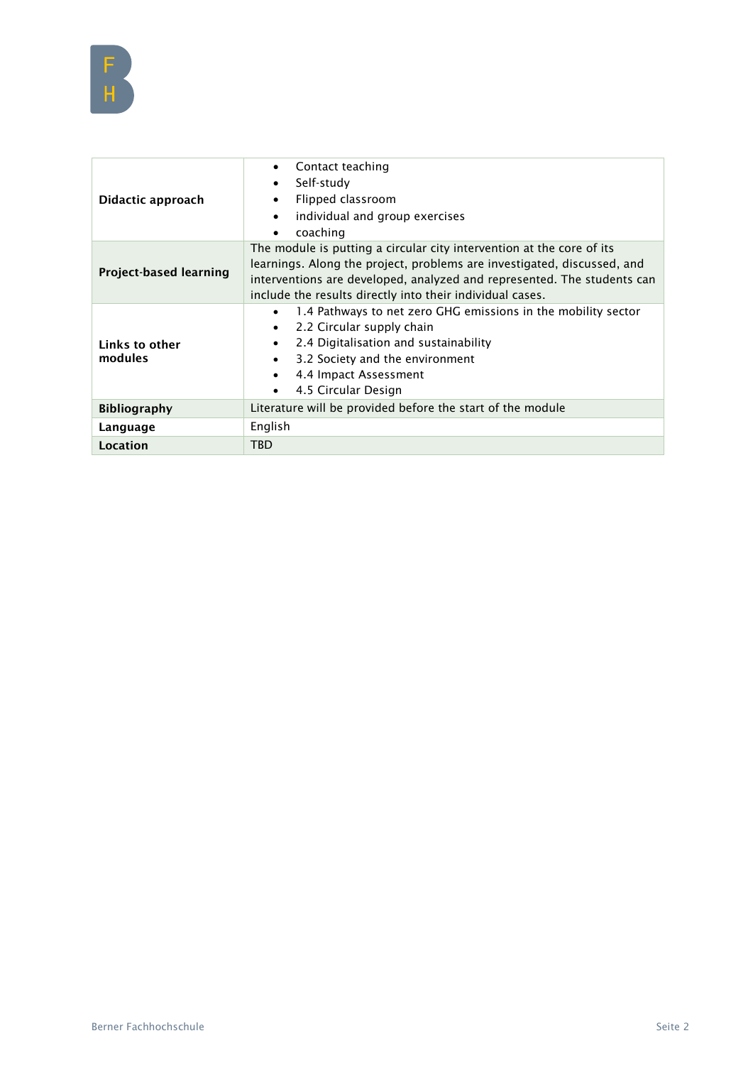| | |
|---|---|
| **Didactic approach** | • Contact teaching<br>• Self-study<br>• Flipped classroom<br>• individual and group exercises<br>• coaching |
| **Project-based learning** | The module is putting a circular city intervention at the core of its learnings. Along the project, problems are investigated, discussed, and interventions are developed, analyzed and represented. The students can include the results directly into their individual cases. |
| **Links to other modules** | • 1.4 Pathways to net zero GHG emissions in the mobility sector<br>• 2.2 Circular supply chain<br>• 2.4 Digitalisation and sustainability<br>• 3.2 Society and the environment<br>• 4.4 Impact Assessment<br>• 4.5 Circular Design |
| **Bibliography** | Literature will be provided before the start of the module |
| **Language** | English |
| **Location** | TBD |